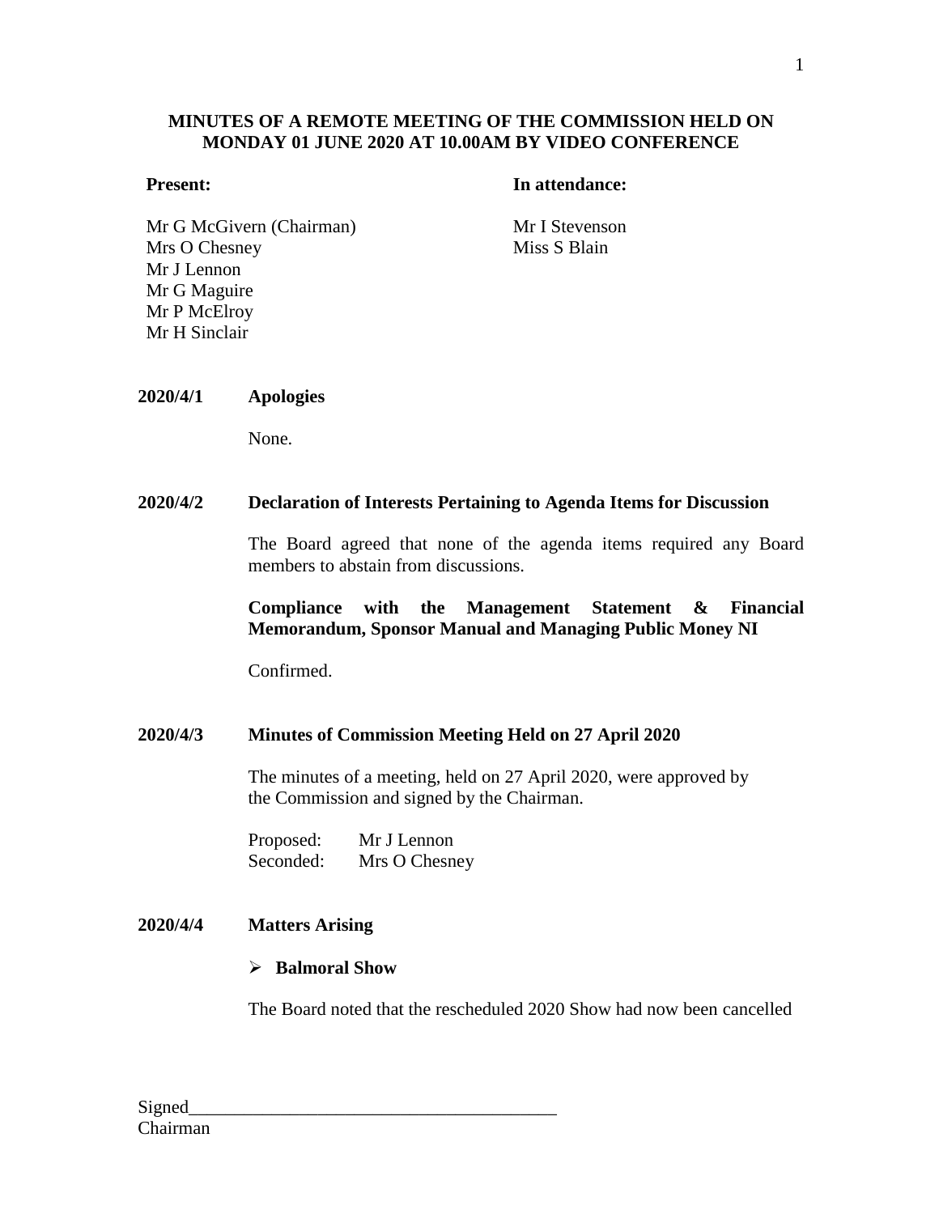**MINUTES OF A REMOTE MEETING OF THE COMMISSION HELD ON MONDAY 01 JUNE 2020 AT 10.00AM BY VIDEO CONFERENCE**

| **Present:** | **In attendance:** |
|---|---|
| Mr G McGivern (Chairman) | Mr I Stevenson |
| Mrs O Chesney | Miss S Blain |
| Mr J Lennon | |
| Mr G Maguire | |
| Mr P McElroy | |
| Mr H Sinclair | |

**2020/4/1 Apologies**

None.

**2020/4/2 Declaration of Interests Pertaining to Agenda Items for Discussion**

The Board agreed that none of the agenda items required any Board members to abstain from discussions.

**Compliance with the Management Statement & Financial Memorandum, Sponsor Manual and Managing Public Money NI**

Confirmed.

**2020/4/3 Minutes of Commission Meeting Held on 27 April 2020**

The minutes of a meeting, held on 27 April 2020, were approved by the Commission and signed by the Chairman.

Proposed: Mr J Lennon
Seconded: Mrs O Chesney

**2020/4/4 Matters Arising**

- **Balmoral Show**

The Board noted that the rescheduled 2020 Show had now been cancelled

Signed_______________________________________
Chairman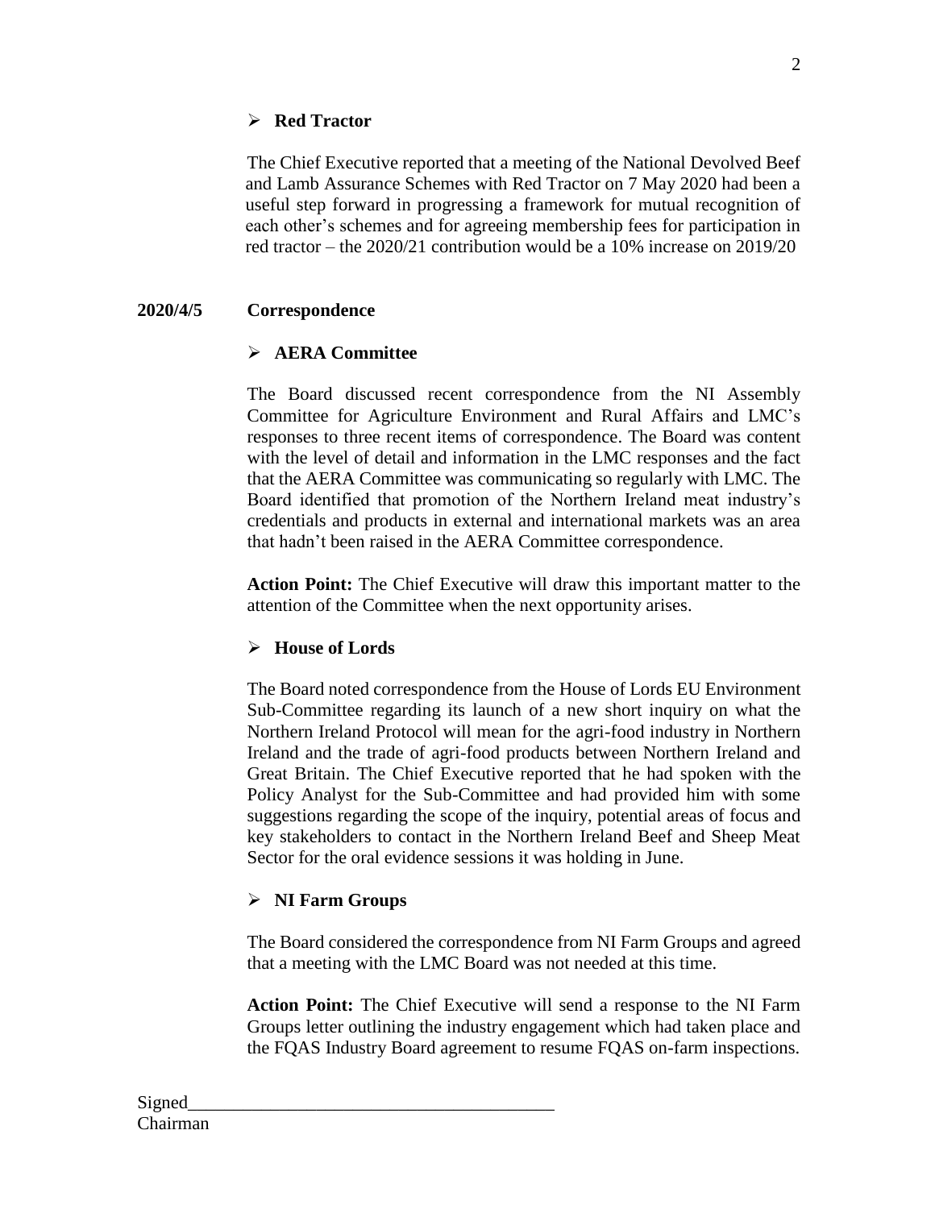- **Red Tractor**

The Chief Executive reported that a meeting of the National Devolved Beef and Lamb Assurance Schemes with Red Tractor on 7 May 2020 had been a useful step forward in progressing a framework for mutual recognition of each other's schemes and for agreeing membership fees for participation in red tractor – the 2020/21 contribution would be a 10% increase on 2019/20

**2020/4/5 Correspondence**

- **AERA Committee**

The Board discussed recent correspondence from the NI Assembly Committee for Agriculture Environment and Rural Affairs and LMC's responses to three recent items of correspondence. The Board was content with the level of detail and information in the LMC responses and the fact that the AERA Committee was communicating so regularly with LMC. The Board identified that promotion of the Northern Ireland meat industry's credentials and products in external and international markets was an area that hadn't been raised in the AERA Committee correspondence.

**Action Point:** The Chief Executive will draw this important matter to the attention of the Committee when the next opportunity arises.

- **House of Lords**

The Board noted correspondence from the House of Lords EU Environment Sub-Committee regarding its launch of a new short inquiry on what the Northern Ireland Protocol will mean for the agri-food industry in Northern Ireland and the trade of agri-food products between Northern Ireland and Great Britain. The Chief Executive reported that he had spoken with the Policy Analyst for the Sub-Committee and had provided him with some suggestions regarding the scope of the inquiry, potential areas of focus and key stakeholders to contact in the Northern Ireland Beef and Sheep Meat Sector for the oral evidence sessions it was holding in June.

- **NI Farm Groups**

The Board considered the correspondence from NI Farm Groups and agreed that a meeting with the LMC Board was not needed at this time.

**Action Point:** The Chief Executive will send a response to the NI Farm Groups letter outlining the industry engagement which had taken place and the FQAS Industry Board agreement to resume FQAS on-farm inspections.

Signed_______________________________________

Chairman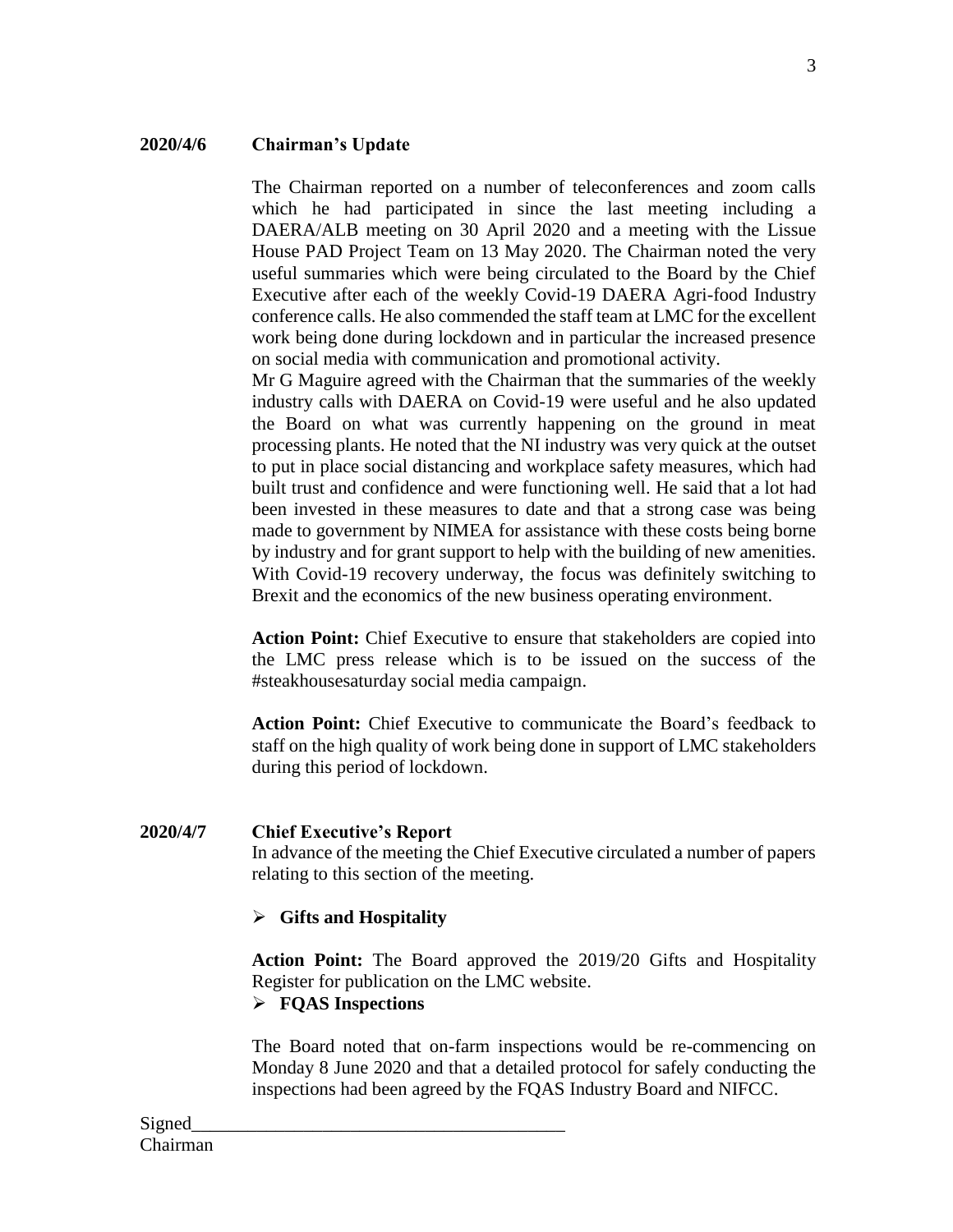**2020/4/6 Chairman's Update**

The Chairman reported on a number of teleconferences and zoom calls which he had participated in since the last meeting including a DAERA/ALB meeting on 30 April 2020 and a meeting with the Lissue House PAD Project Team on 13 May 2020. The Chairman noted the very useful summaries which were being circulated to the Board by the Chief Executive after each of the weekly Covid-19 DAERA Agri-food Industry conference calls. He also commended the staff team at LMC for the excellent work being done during lockdown and in particular the increased presence on social media with communication and promotional activity.

Mr G Maguire agreed with the Chairman that the summaries of the weekly industry calls with DAERA on Covid-19 were useful and he also updated the Board on what was currently happening on the ground in meat processing plants. He noted that the NI industry was very quick at the outset to put in place social distancing and workplace safety measures, which had built trust and confidence and were functioning well. He said that a lot had been invested in these measures to date and that a strong case was being made to government by NIMEA for assistance with these costs being borne by industry and for grant support to help with the building of new amenities. With Covid-19 recovery underway, the focus was definitely switching to Brexit and the economics of the new business operating environment.

**Action Point:** Chief Executive to ensure that stakeholders are copied into the LMC press release which is to be issued on the success of the #steakhousesaturday social media campaign.

**Action Point:** Chief Executive to communicate the Board's feedback to staff on the high quality of work being done in support of LMC stakeholders during this period of lockdown.

**2020/4/7 Chief Executive's Report**

In advance of the meeting the Chief Executive circulated a number of papers relating to this section of the meeting.

- **Gifts and Hospitality**

**Action Point:** The Board approved the 2019/20 Gifts and Hospitality Register for publication on the LMC website.

- **FQAS Inspections**

The Board noted that on-farm inspections would be re-commencing on Monday 8 June 2020 and that a detailed protocol for safely conducting the inspections had been agreed by the FQAS Industry Board and NIFCC.

Signed_______________________________________
Chairman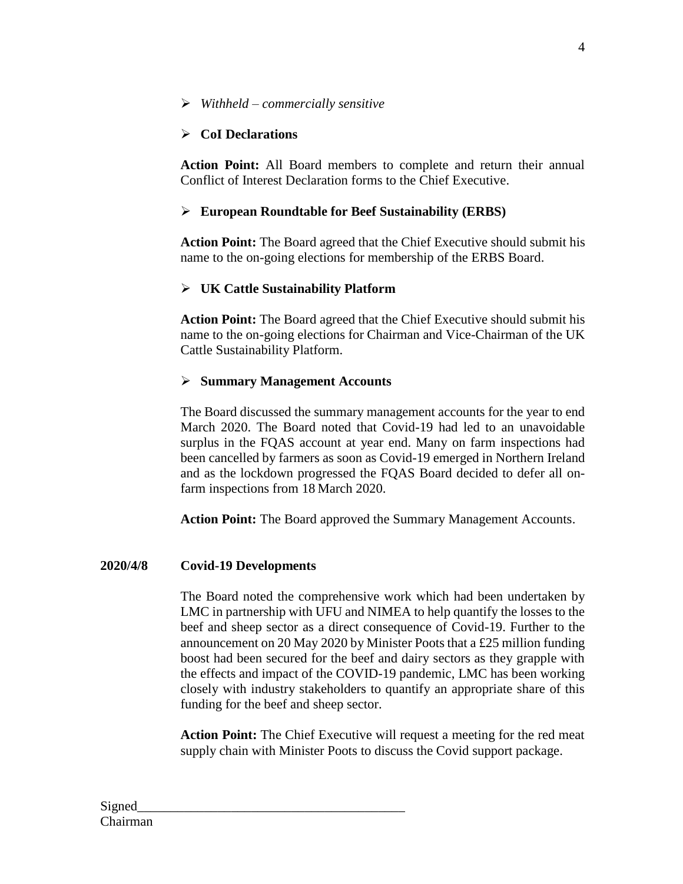- *Withheld – commercially sensitive*

- **CoI Declarations**

**Action Point:** All Board members to complete and return their annual Conflict of Interest Declaration forms to the Chief Executive.

- **European Roundtable for Beef Sustainability (ERBS)**

**Action Point:** The Board agreed that the Chief Executive should submit his name to the on-going elections for membership of the ERBS Board.

- **UK Cattle Sustainability Platform**

**Action Point:** The Board agreed that the Chief Executive should submit his name to the on-going elections for Chairman and Vice-Chairman of the UK Cattle Sustainability Platform.

- **Summary Management Accounts**

The Board discussed the summary management accounts for the year to end March 2020. The Board noted that Covid-19 had led to an unavoidable surplus in the FQAS account at year end. Many on farm inspections had been cancelled by farmers as soon as Covid-19 emerged in Northern Ireland and as the lockdown progressed the FQAS Board decided to defer all on-farm inspections from 18 March 2020.

**Action Point:** The Board approved the Summary Management Accounts.

**2020/4/8 Covid-19 Developments**

The Board noted the comprehensive work which had been undertaken by LMC in partnership with UFU and NIMEA to help quantify the losses to the beef and sheep sector as a direct consequence of Covid-19. Further to the announcement on 20 May 2020 by Minister Poots that a £25 million funding boost had been secured for the beef and dairy sectors as they grapple with the effects and impact of the COVID-19 pandemic, LMC has been working closely with industry stakeholders to quantify an appropriate share of this funding for the beef and sheep sector.

**Action Point:** The Chief Executive will request a meeting for the red meat supply chain with Minister Poots to discuss the Covid support package.

Signed________________________________________
Chairman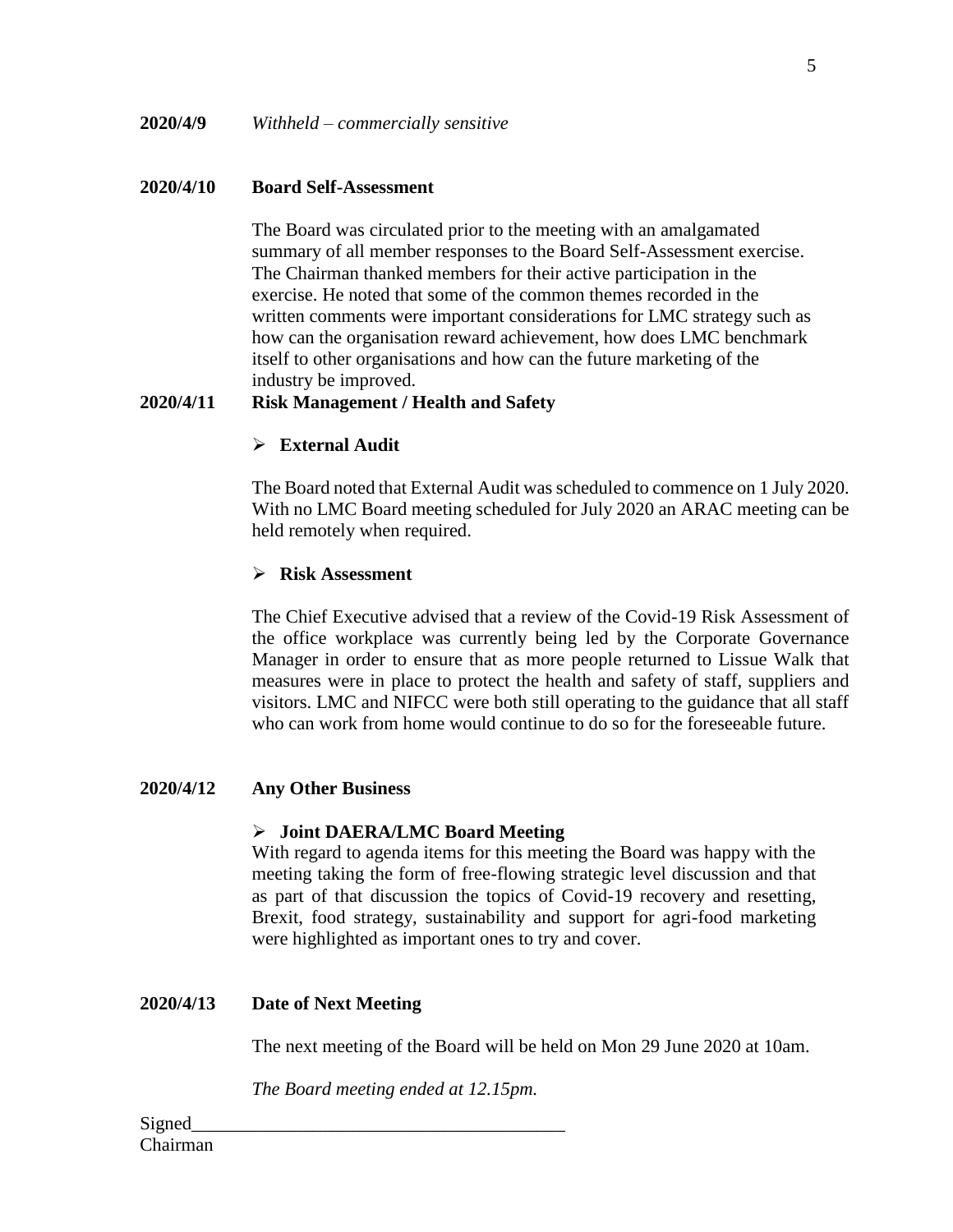**2020/4/9** *Withheld – commercially sensitive*

**2020/4/10 Board Self-Assessment**

The Board was circulated prior to the meeting with an amalgamated summary of all member responses to the Board Self-Assessment exercise. The Chairman thanked members for their active participation in the exercise. He noted that some of the common themes recorded in the written comments were important considerations for LMC strategy such as how can the organisation reward achievement, how does LMC benchmark itself to other organisations and how can the future marketing of the industry be improved.

**2020/4/11 Risk Management / Health and Safety**

- **External Audit**

The Board noted that External Audit was scheduled to commence on 1 July 2020. With no LMC Board meeting scheduled for July 2020 an ARAC meeting can be held remotely when required.

- **Risk Assessment**

The Chief Executive advised that a review of the Covid-19 Risk Assessment of the office workplace was currently being led by the Corporate Governance Manager in order to ensure that as more people returned to Lissue Walk that measures were in place to protect the health and safety of staff, suppliers and visitors. LMC and NIFCC were both still operating to the guidance that all staff who can work from home would continue to do so for the foreseeable future.

**2020/4/12 Any Other Business**

- **Joint DAERA/LMC Board Meeting**

With regard to agenda items for this meeting the Board was happy with the meeting taking the form of free-flowing strategic level discussion and that as part of that discussion the topics of Covid-19 recovery and resetting, Brexit, food strategy, sustainability and support for agri-food marketing were highlighted as important ones to try and cover.

**2020/4/13 Date of Next Meeting**

The next meeting of the Board will be held on Mon 29 June 2020 at 10am.

*The Board meeting ended at 12.15pm.*

Signed_______________________________________
Chairman